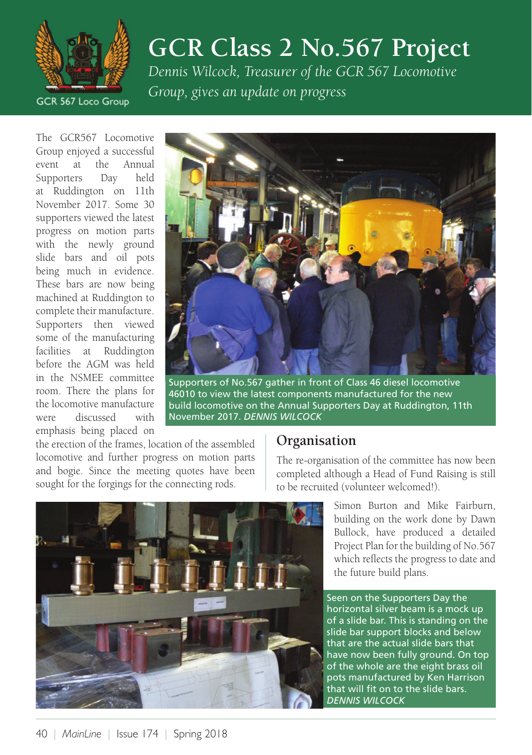# GCR Class 2 No.567 Project

*Dennis Wilcock, Treasurer of the GCR 567 Locomotive Group, gives an update on progress*

The GCR567 Locomotive Group enjoyed a successful event at the Annual Supporters Day held at Ruddington on 11th November 2017. Some 30 supporters viewed the latest progress on motion parts with the newly ground slide bars and oil pots being much in evidence. These bars are now being machined at Ruddington to complete their manufacture. Supporters then viewed some of the manufacturing facilities at Ruddington before the AGM was held in the NSMEE committee room. There the plans for the locomotive manufacture were discussed with emphasis being placed on the erection of the frames, location of the assembled locomotive and further progress on motion parts and bogie. Since the meeting quotes have been sought for the forgings for the connecting rods.

Supporters of No.567 gather in front of Class 46 diesel locomotive 46010 to view the latest components manufactured for the new build locomotive on the Annual Supporters Day at Ruddington, 11th November 2017. *DENNIS WILCOCK*

## Organisation

The re-organisation of the committee has now been completed although a Head of Fund Raising is still to be recruited (volunteer welcomed!).

Simon Burton and Mike Fairburn, building on the work done by Dawn Bullock, have produced a detailed Project Plan for the building of No.567 which reflects the progress to date and the future build plans.

Seen on the Supporters Day the horizontal silver beam is a mock up of a slide bar. This is standing on the slide bar support blocks and below that are the actual slide bars that have now been fully ground. On top of the whole are the eight brass oil pots manufactured by Ken Harrison that will fit on to the slide bars. *DENNIS WILCOCK*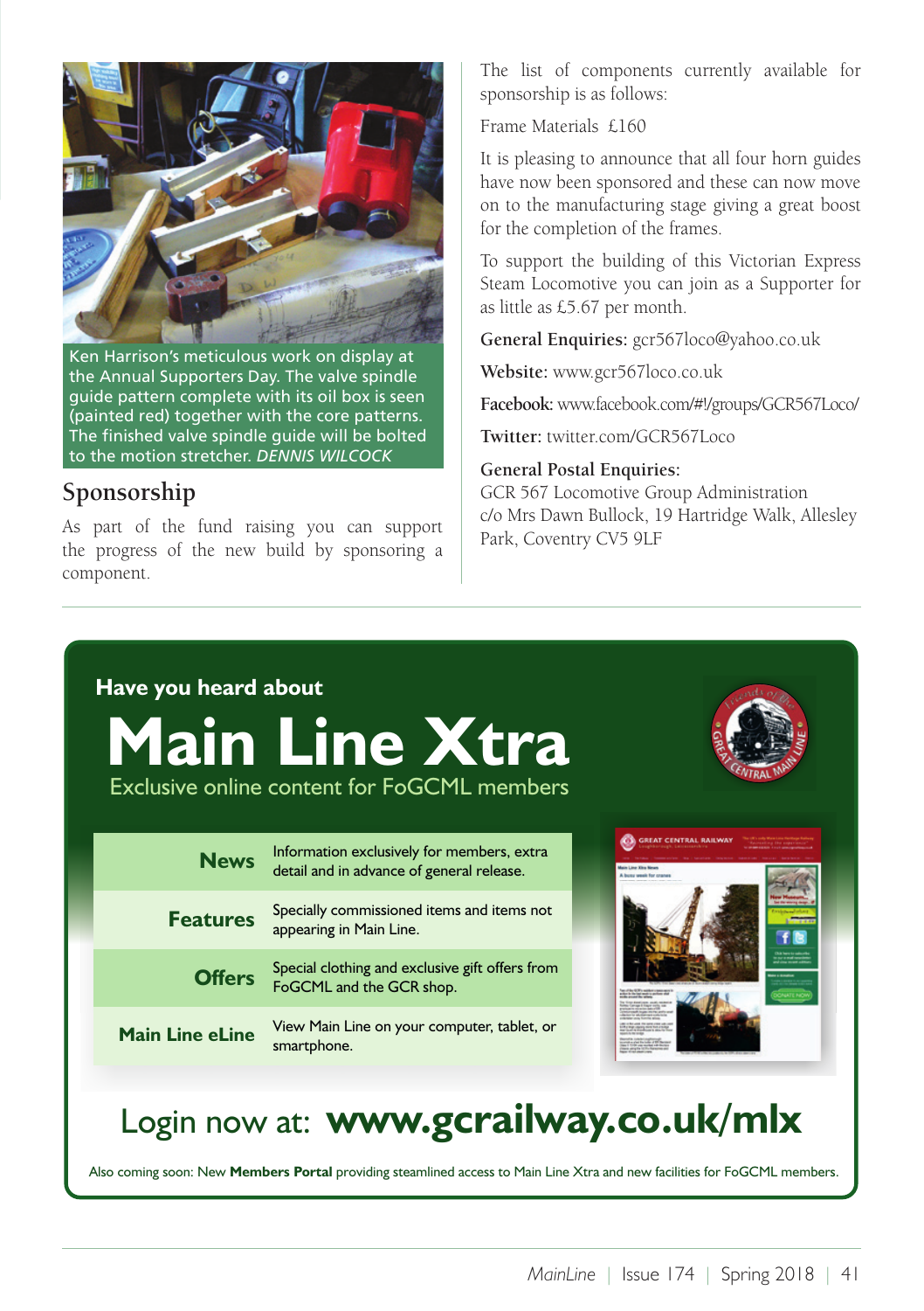Ken Harrison's meticulous work on display at the Annual Supporters Day. The valve spindle guide pattern complete with its oil box is seen (painted red) together with the core patterns. The finished valve spindle guide will be bolted to the motion stretcher. *DENNIS WILCOCK*

## Sponsorship

As part of the fund raising you can support the progress of the new build by sponsoring a component.

The list of components currently available for sponsorship is as follows:

Frame Materials £160

It is pleasing to announce that all four horn guides have now been sponsored and these can now move on to the manufacturing stage giving a great boost for the completion of the frames.

To support the building of this Victorian Express Steam Locomotive you can join as a Supporter for as little as £5.67 per month.

**General Enquiries:** gcr567loco@yahoo.co.uk

**Website:** www.gcr567loco.co.uk

**Facebook:** www.facebook.com/#!/groups/GCR567Loco/

**Twitter:** twitter.com/GCR567Loco

**General Postal Enquiries:**
GCR 567 Locomotive Group Administration
c/o Mrs Dawn Bullock, 19 Hartridge Walk, Allesley Park, Coventry CV5 9LF

---

**Have you heard about**

# Main Line Xtra

Exclusive online content for FoGCML members

| | |
|---|---|
| **News** | Information exclusively for members, extra detail and in advance of general release. |
| **Features** | Specially commissioned items and items not appearing in Main Line. |
| **Offers** | Special clothing and exclusive gift offers from FoGCML and the GCR shop. |
| **Main Line eLine** | View Main Line on your computer, tablet, or smartphone. |

Login now at: **www.gcrailway.co.uk/mlx**

Also coming soon: New **Members Portal** providing steamlined access to Main Line Xtra and new facilities for FoGCML members.